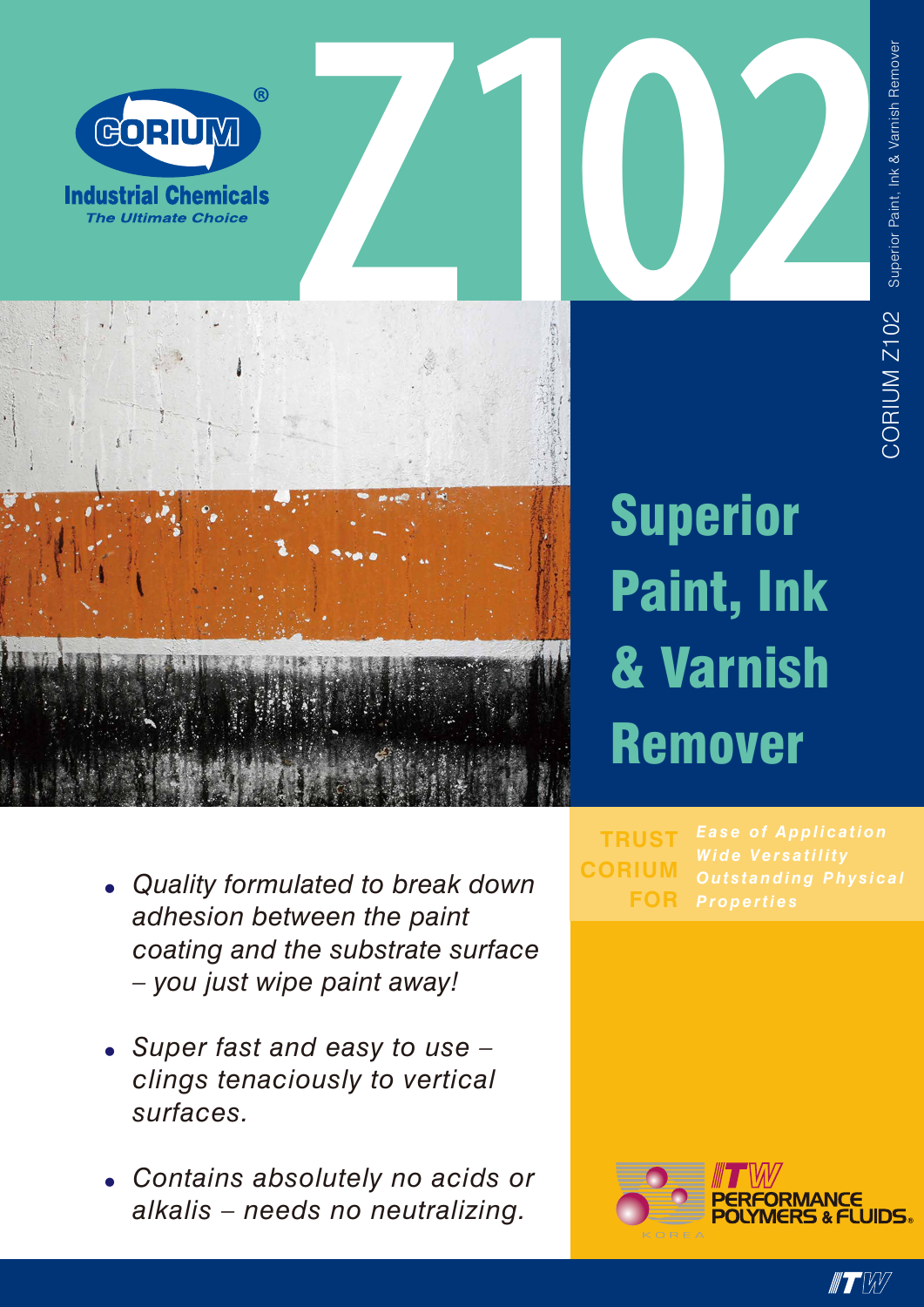CORIUM®

**Industrial Chemicals**

*The Ultimate Choice*

# Z102

Superior Paint, Ink & Varnish Remover

CORIUM Z102

## Superior Paint, Ink & Varnish Remover

- *Quality formulated to break down adhesion between the paint coating and the substrate surface – you just wipe paint away!*
- *Super fast and easy to use – clings tenaciously to vertical surfaces.*
- *Contains absolutely no acids or alkalis – needs no neutralizing.*

**TRUST CORIUM FOR**

***Ease of Application***
***Wide Versatility***
***Outstanding Physical Properties***

ITW PERFORMANCE POLYMERS & FLUIDS® KOREA

ITW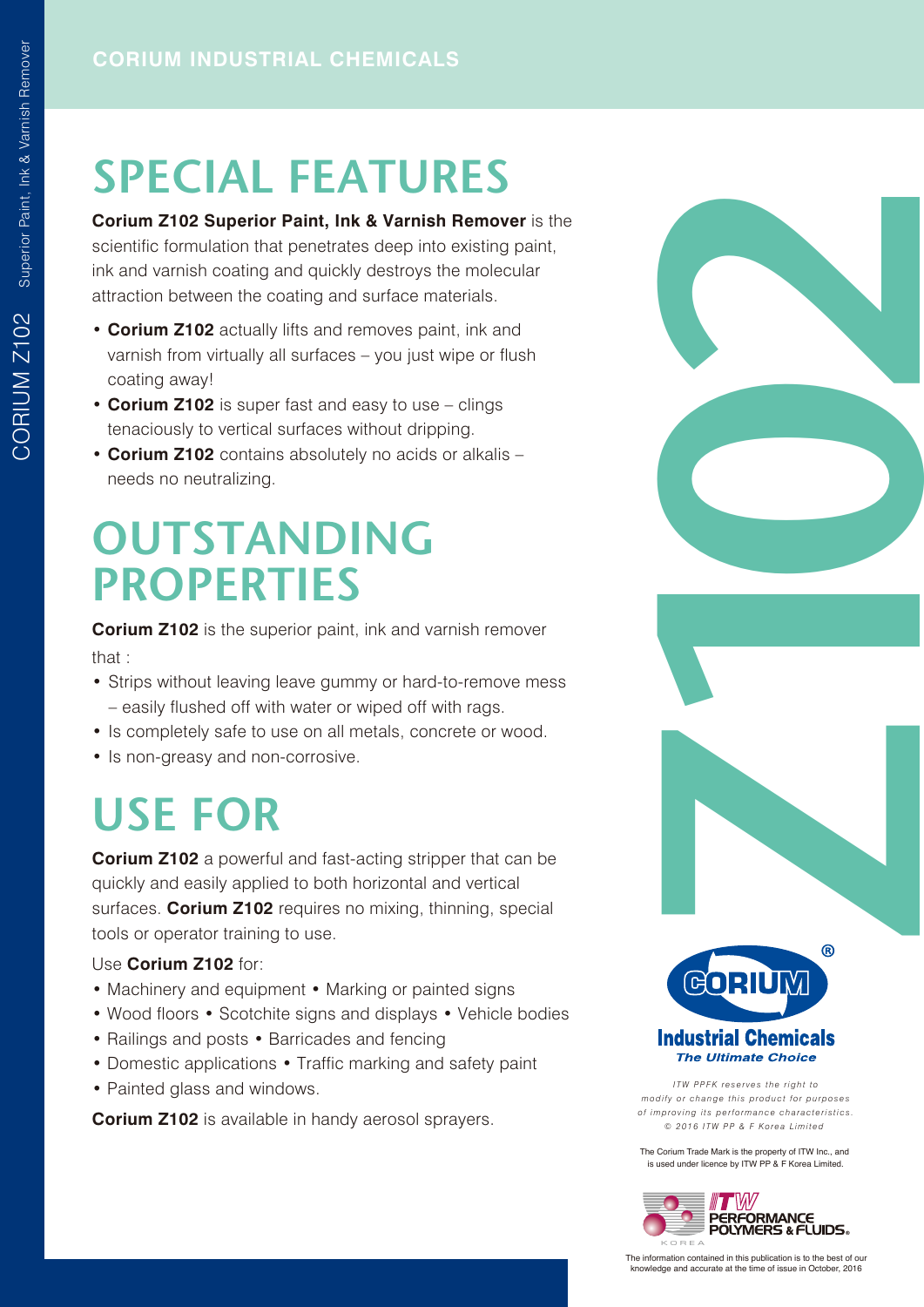CORIUM INDUSTRIAL CHEMICALS

# SPECIAL FEATURES

**Corium Z102 Superior Paint, Ink & Varnish Remover** is the scientific formulation that penetrates deep into existing paint, ink and varnish coating and quickly destroys the molecular attraction between the coating and surface materials.

- **Corium Z102** actually lifts and removes paint, ink and varnish from virtually all surfaces – you just wipe or flush coating away!
- **Corium Z102** is super fast and easy to use – clings tenaciously to vertical surfaces without dripping.
- **Corium Z102** contains absolutely no acids or alkalis – needs no neutralizing.

# OUTSTANDING PROPERTIES

**Corium Z102** is the superior paint, ink and varnish remover that :

- Strips without leaving leave gummy or hard-to-remove mess – easily flushed off with water or wiped off with rags.
- Is completely safe to use on all metals, concrete or wood.
- Is non-greasy and non-corrosive.

# USE FOR

**Corium Z102** a powerful and fast-acting stripper that can be quickly and easily applied to both horizontal and vertical surfaces. **Corium Z102** requires no mixing, thinning, special tools or operator training to use.

Use **Corium Z102** for:

- Machinery and equipment • Marking or painted signs
- Wood floors • Scotchite signs and displays • Vehicle bodies
- Railings and posts • Barricades and fencing
- Domestic applications • Traffic marking and safety paint
- Painted glass and windows.

**Corium Z102** is available in handy aerosol sprayers.

Z102

CORIUM®

Industrial Chemicals

*The Ultimate Choice*

*ITW PPFK reserves the right to modify or change this product for purposes of improving its performance characteristics. © 2016 ITW PP & F Korea Limited*

The Corium Trade Mark is the property of ITW Inc., and is used under licence by ITW PP & F Korea Limited.

ITW PERFORMANCE POLYMERS & FLUIDS. KOREA

The information contained in this publication is to the best of our knowledge and accurate at the time of issue in October, 2016